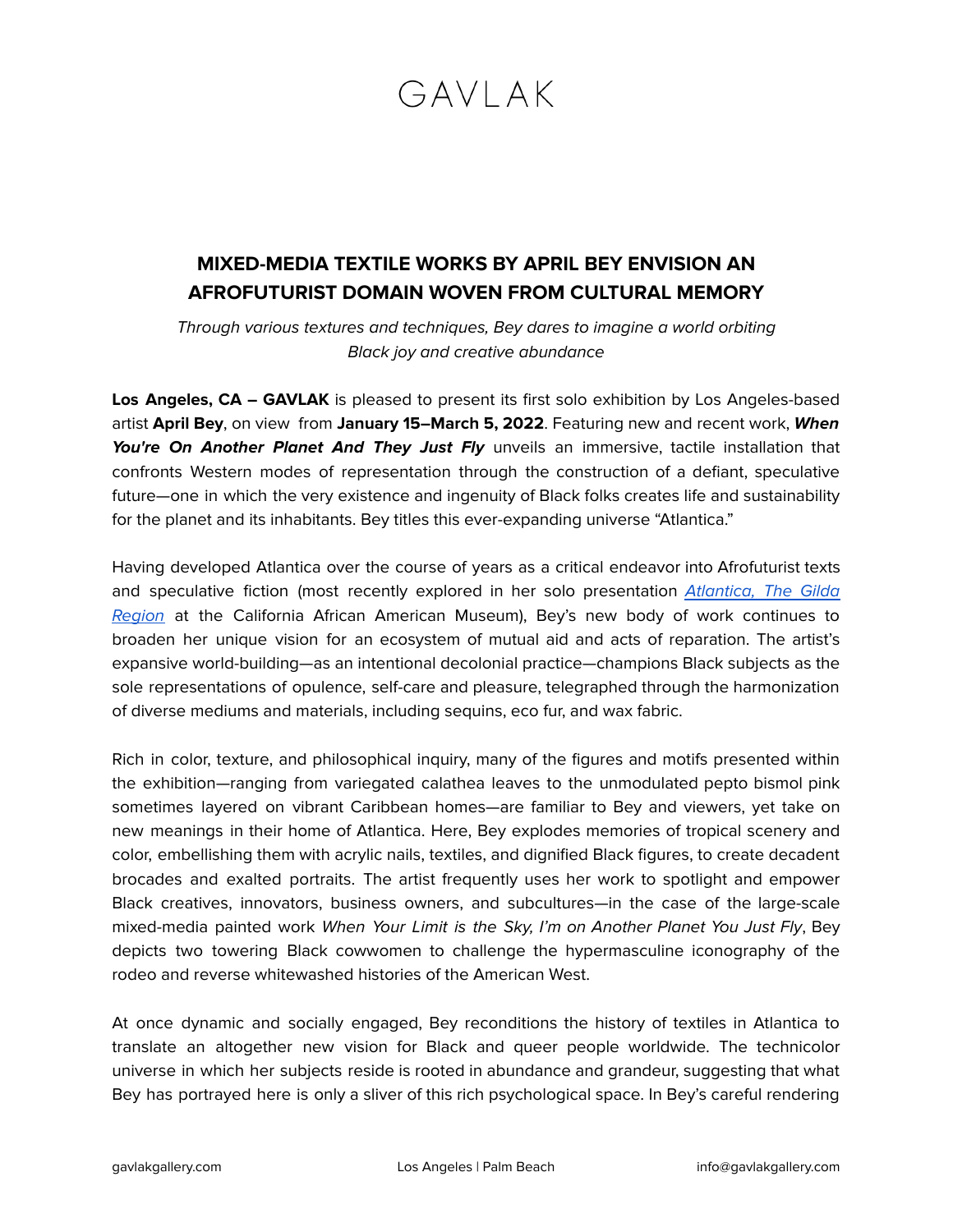GAVLAK

# MIXED-MEDIA TEXTILE WORKS BY APRIL BEY ENVISION AN AFROFUTURIST DOMAIN WOVEN FROM CULTURAL MEMORY

*Through various textures and techniques, Bey dares to imagine a world orbiting Black joy and creative abundance*

**Los Angeles, CA – GAVLAK** is pleased to present its first solo exhibition by Los Angeles-based artist **April Bey**, on view from **January 15–March 5, 2022**. Featuring new and recent work, ***When You're On Another Planet And They Just Fly*** unveils an immersive, tactile installation that confronts Western modes of representation through the construction of a defiant, speculative future—one in which the very existence and ingenuity of Black folks creates life and sustainability for the planet and its inhabitants. Bey titles this ever-expanding universe "Atlantica."

Having developed Atlantica over the course of years as a critical endeavor into Afrofuturist texts and speculative fiction (most recently explored in her solo presentation *Atlantica, The Gilda Region* at the California African American Museum), Bey's new body of work continues to broaden her unique vision for an ecosystem of mutual aid and acts of reparation. The artist's expansive world-building—as an intentional decolonial practice—champions Black subjects as the sole representations of opulence, self-care and pleasure, telegraphed through the harmonization of diverse mediums and materials, including sequins, eco fur, and wax fabric.

Rich in color, texture, and philosophical inquiry, many of the figures and motifs presented within the exhibition—ranging from variegated calathea leaves to the unmodulated pepto bismol pink sometimes layered on vibrant Caribbean homes—are familiar to Bey and viewers, yet take on new meanings in their home of Atlantica. Here, Bey explodes memories of tropical scenery and color, embellishing them with acrylic nails, textiles, and dignified Black figures, to create decadent brocades and exalted portraits. The artist frequently uses her work to spotlight and empower Black creatives, innovators, business owners, and subcultures—in the case of the large-scale mixed-media painted work *When Your Limit is the Sky, I'm on Another Planet You Just Fly*, Bey depicts two towering Black cowwomen to challenge the hypermasculine iconography of the rodeo and reverse whitewashed histories of the American West.

At once dynamic and socially engaged, Bey reconditions the history of textiles in Atlantica to translate an altogether new vision for Black and queer people worldwide. The technicolor universe in which her subjects reside is rooted in abundance and grandeur, suggesting that what Bey has portrayed here is only a sliver of this rich psychological space. In Bey's careful rendering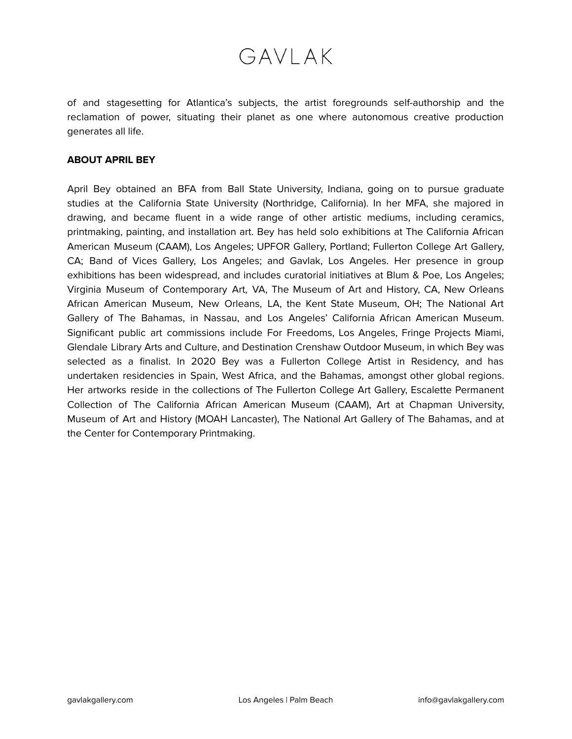of and stagesetting for Atlantica's subjects, the artist foregrounds self-authorship and the reclamation of power, situating their planet as one where autonomous creative production generates all life.

**ABOUT APRIL BEY**

April Bey obtained an BFA from Ball State University, Indiana, going on to pursue graduate studies at the California State University (Northridge, California). In her MFA, she majored in drawing, and became fluent in a wide range of other artistic mediums, including ceramics, printmaking, painting, and installation art. Bey has held solo exhibitions at The California African American Museum (CAAM), Los Angeles; UPFOR Gallery, Portland; Fullerton College Art Gallery, CA; Band of Vices Gallery, Los Angeles; and Gavlak, Los Angeles. Her presence in group exhibitions has been widespread, and includes curatorial initiatives at Blum & Poe, Los Angeles; Virginia Museum of Contemporary Art, VA, The Museum of Art and History, CA, New Orleans African American Museum, New Orleans, LA, the Kent State Museum, OH; The National Art Gallery of The Bahamas, in Nassau, and Los Angeles' California African American Museum. Significant public art commissions include For Freedoms, Los Angeles, Fringe Projects Miami, Glendale Library Arts and Culture, and Destination Crenshaw Outdoor Museum, in which Bey was selected as a finalist. In 2020 Bey was a Fullerton College Artist in Residency, and has undertaken residencies in Spain, West Africa, and the Bahamas, amongst other global regions. Her artworks reside in the collections of The Fullerton College Art Gallery, Escalette Permanent Collection of The California African American Museum (CAAM), Art at Chapman University, Museum of Art and History (MOAH Lancaster), The National Art Gallery of The Bahamas, and at the Center for Contemporary Printmaking.